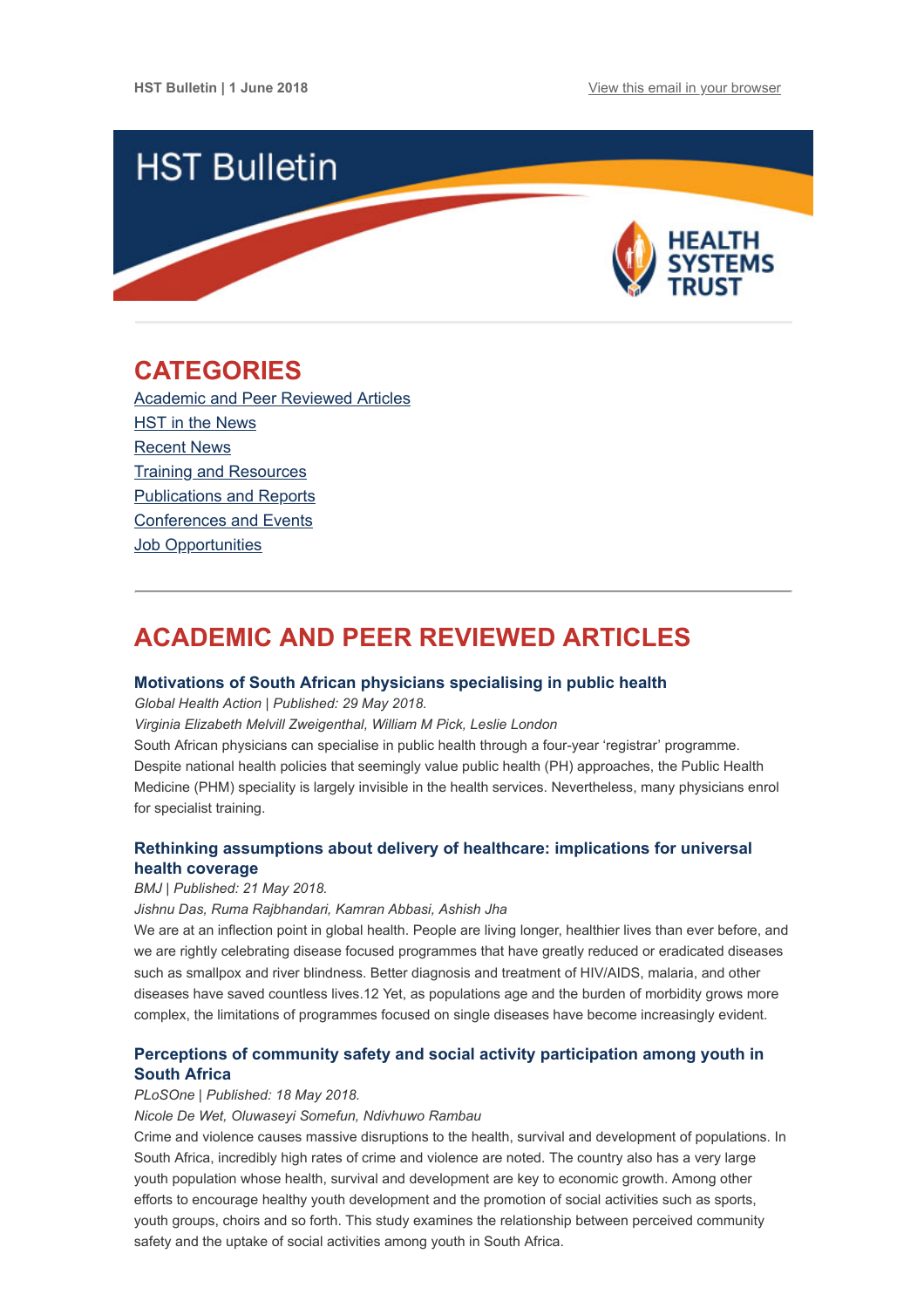HST Bulletin | 1 June 2018 [View this email in your browser]

# HST Bulletin

HEALTH SYSTEMS TRUST

## CATEGORIES

[Academic and Peer Reviewed Articles]
[HST in the News]
[Recent News]
[Training and Resources]
[Publications and Reports]
[Conferences and Events]
[Job Opportunities]

## ACADEMIC AND PEER REVIEWED ARTICLES

### Motivations of South African physicians specialising in public health

*Global Health Action | Published: 29 May 2018.*

*Virginia Elizabeth Melvill Zweigenthal, William M Pick, Leslie London*

South African physicians can specialise in public health through a four-year 'registrar' programme. Despite national health policies that seemingly value public health (PH) approaches, the Public Health Medicine (PHM) speciality is largely invisible in the health services. Nevertheless, many physicians enrol for specialist training.

### Rethinking assumptions about delivery of healthcare: implications for universal health coverage

*BMJ | Published: 21 May 2018.*

*Jishnu Das, Ruma Rajbhandari, Kamran Abbasi, Ashish Jha*

We are at an inflection point in global health. People are living longer, healthier lives than ever before, and we are rightly celebrating disease focused programmes that have greatly reduced or eradicated diseases such as smallpox and river blindness. Better diagnosis and treatment of HIV/AIDS, malaria, and other diseases have saved countless lives.12 Yet, as populations age and the burden of morbidity grows more complex, the limitations of programmes focused on single diseases have become increasingly evident.

### Perceptions of community safety and social activity participation among youth in South Africa

*PLoSOne | Published: 18 May 2018.*

*Nicole De Wet, Oluwaseyi Somefun, Ndivhuwo Rambau*

Crime and violence causes massive disruptions to the health, survival and development of populations. In South Africa, incredibly high rates of crime and violence are noted. The country also has a very large youth population whose health, survival and development are key to economic growth. Among other efforts to encourage healthy youth development and the promotion of social activities such as sports, youth groups, choirs and so forth. This study examines the relationship between perceived community safety and the uptake of social activities among youth in South Africa.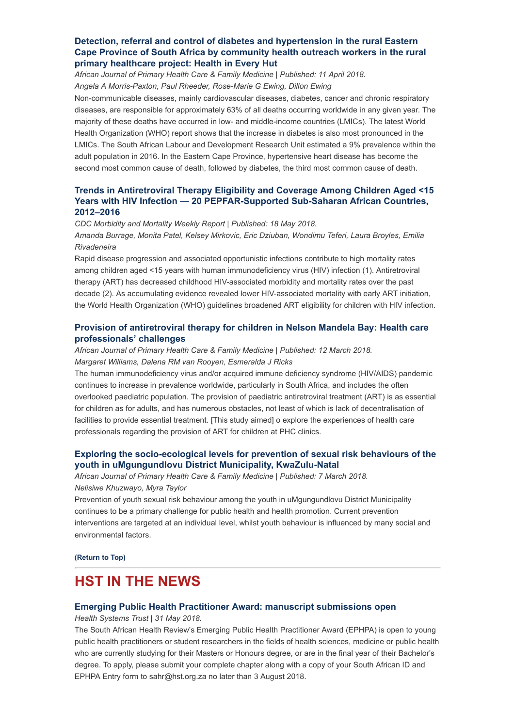### Detection, referral and control of diabetes and hypertension in the rural Eastern Cape Province of South Africa by community health outreach workers in the rural primary healthcare project: Health in Every Hut

*African Journal of Primary Health Care & Family Medicine | Published: 11 April 2018.*
*Angela A Morris-Paxton, Paul Rheeder, Rose-Marie G Ewing, Dillon Ewing*

Non-communicable diseases, mainly cardiovascular diseases, diabetes, cancer and chronic respiratory diseases, are responsible for approximately 63% of all deaths occurring worldwide in any given year. The majority of these deaths have occurred in low- and middle-income countries (LMICs). The latest World Health Organization (WHO) report shows that the increase in diabetes is also most pronounced in the LMICs. The South African Labour and Development Research Unit estimated a 9% prevalence within the adult population in 2016. In the Eastern Cape Province, hypertensive heart disease has become the second most common cause of death, followed by diabetes, the third most common cause of death.

### Trends in Antiretroviral Therapy Eligibility and Coverage Among Children Aged <15 Years with HIV Infection — 20 PEPFAR-Supported Sub-Saharan African Countries, 2012–2016

*CDC Morbidity and Mortality Weekly Report | Published: 18 May 2018.*
*Amanda Burrage, Monita Patel, Kelsey Mirkovic, Eric Dziuban, Wondimu Teferi, Laura Broyles, Emilia Rivadeneira*

Rapid disease progression and associated opportunistic infections contribute to high mortality rates among children aged <15 years with human immunodeficiency virus (HIV) infection (1). Antiretroviral therapy (ART) has decreased childhood HIV-associated morbidity and mortality rates over the past decade (2). As accumulating evidence revealed lower HIV-associated mortality with early ART initiation, the World Health Organization (WHO) guidelines broadened ART eligibility for children with HIV infection.

### Provision of antiretroviral therapy for children in Nelson Mandela Bay: Health care professionals' challenges

*African Journal of Primary Health Care & Family Medicine | Published: 12 March 2018.*
*Margaret Williams, Dalena RM van Rooyen, Esmeralda J Ricks*

The human immunodeficiency virus and/or acquired immune deficiency syndrome (HIV/AIDS) pandemic continues to increase in prevalence worldwide, particularly in South Africa, and includes the often overlooked paediatric population. The provision of paediatric antiretroviral treatment (ART) is as essential for children as for adults, and has numerous obstacles, not least of which is lack of decentralisation of facilities to provide essential treatment. [This study aimed] o explore the experiences of health care professionals regarding the provision of ART for children at PHC clinics.

### Exploring the socio-ecological levels for prevention of sexual risk behaviours of the youth in uMgungundlovu District Municipality, KwaZulu-Natal

*African Journal of Primary Health Care & Family Medicine | Published: 7 March 2018.*
*Nelisiwe Khuzwayo, Myra Taylor*

Prevention of youth sexual risk behaviour among the youth in uMgungundlovu District Municipality continues to be a primary challenge for public health and health promotion. Current prevention interventions are targeted at an individual level, whilst youth behaviour is influenced by many social and environmental factors.

**(Return to Top)**

---

## HST IN THE NEWS

### Emerging Public Health Practitioner Award: manuscript submissions open

*Health Systems Trust | 31 May 2018.*

The South African Health Review's Emerging Public Health Practitioner Award (EPHPA) is open to young public health practitioners or student researchers in the fields of health sciences, medicine or public health who are currently studying for their Masters or Honours degree, or are in the final year of their Bachelor's degree. To apply, please submit your complete chapter along with a copy of your South African ID and EPHPA Entry form to sahr@hst.org.za no later than 3 August 2018.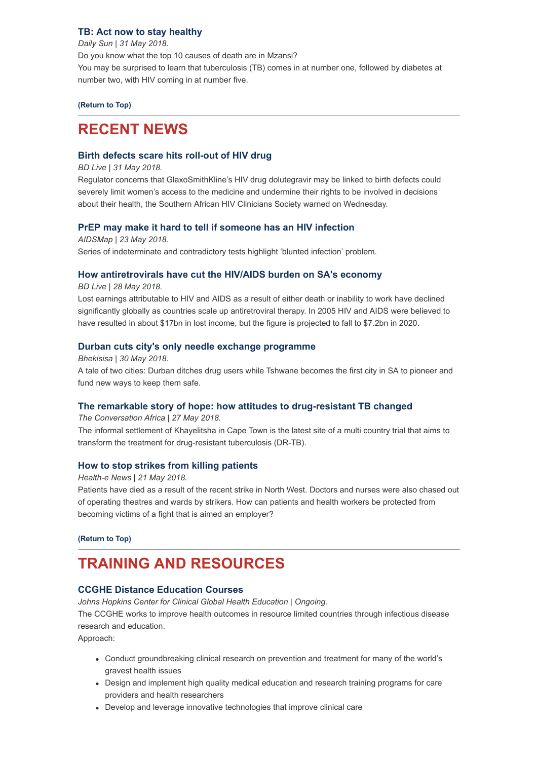### TB: Act now to stay healthy

*Daily Sun | 31 May 2018.*

Do you know what the top 10 causes of death are in Mzansi?
You may be surprised to learn that tuberculosis (TB) comes in at number one, followed by diabetes at number two, with HIV coming in at number five.

**(Return to Top)**

## RECENT NEWS

### Birth defects scare hits roll-out of HIV drug

*BD Live | 31 May 2018.*

Regulator concerns that GlaxoSmithKline's HIV drug dolutegravir may be linked to birth defects could severely limit women's access to the medicine and undermine their rights to be involved in decisions about their health, the Southern African HIV Clinicians Society warned on Wednesday.

### PrEP may make it hard to tell if someone has an HIV infection

*AIDSMap | 23 May 2018.*

Series of indeterminate and contradictory tests highlight 'blunted infection' problem.

### How antiretrovirals have cut the HIV/AIDS burden on SA's economy

*BD Live | 28 May 2018.*

Lost earnings attributable to HIV and AIDS as a result of either death or inability to work have declined significantly globally as countries scale up antiretroviral therapy. In 2005 HIV and AIDS were believed to have resulted in about $17bn in lost income, but the figure is projected to fall to $7.2bn in 2020.

### Durban cuts city's only needle exchange programme

*Bhekisisa | 30 May 2018.*

A tale of two cities: Durban ditches drug users while Tshwane becomes the first city in SA to pioneer and fund new ways to keep them safe.

### The remarkable story of hope: how attitudes to drug-resistant TB changed

*The Conversation Africa | 27 May 2018.*

The informal settlement of Khayelitsha in Cape Town is the latest site of a multi country trial that aims to transform the treatment for drug-resistant tuberculosis (DR-TB).

### How to stop strikes from killing patients

*Health-e News | 21 May 2018.*

Patients have died as a result of the recent strike in North West. Doctors and nurses were also chased out of operating theatres and wards by strikers. How can patients and health workers be protected from becoming victims of a fight that is aimed an employer?

**(Return to Top)**

## TRAINING AND RESOURCES

### CCGHE Distance Education Courses

*Johns Hopkins Center for Clinical Global Health Education | Ongoing.*

The CCGHE works to improve health outcomes in resource limited countries through infectious disease research and education.
Approach:

- Conduct groundbreaking clinical research on prevention and treatment for many of the world's gravest health issues
- Design and implement high quality medical education and research training programs for care providers and health researchers
- Develop and leverage innovative technologies that improve clinical care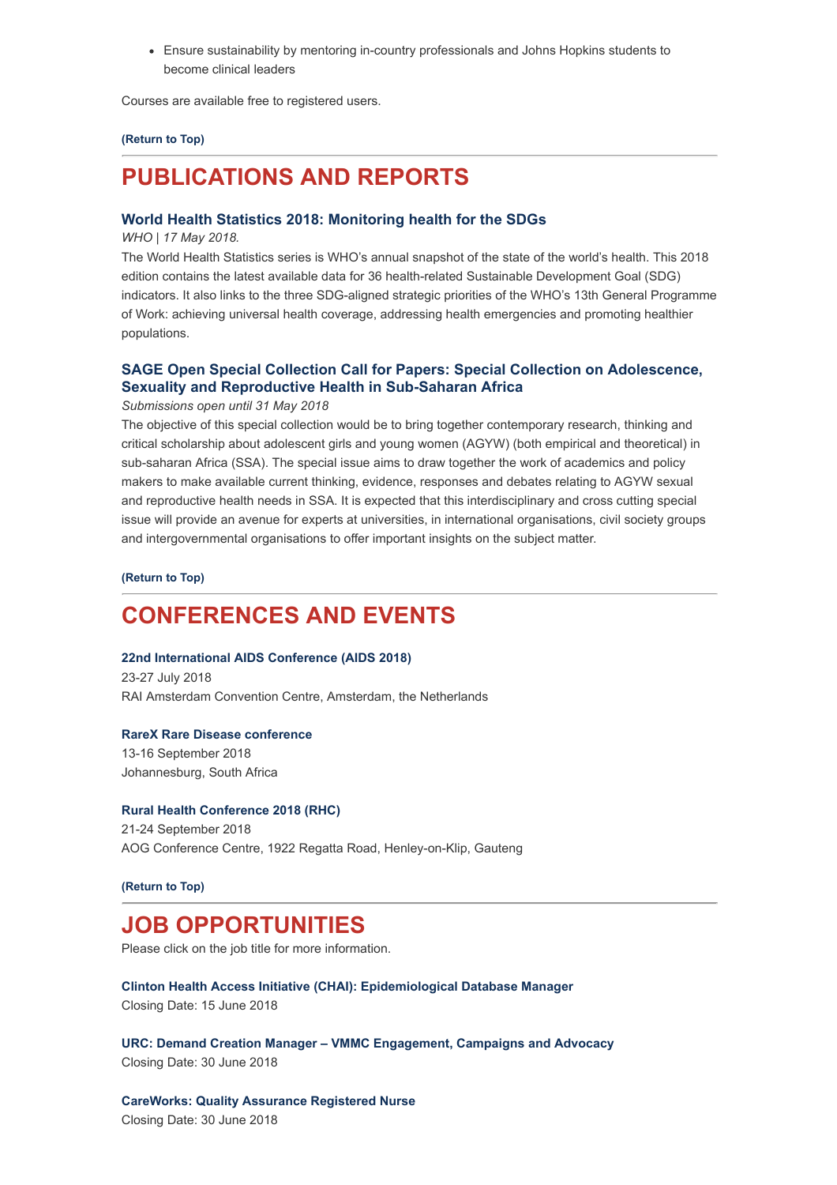- Ensure sustainability by mentoring in-country professionals and Johns Hopkins students to become clinical leaders

Courses are available free to registered users.

**(Return to Top)**

## PUBLICATIONS AND REPORTS

### World Health Statistics 2018: Monitoring health for the SDGs

*WHO | 17 May 2018.*

The World Health Statistics series is WHO's annual snapshot of the state of the world's health. This 2018 edition contains the latest available data for 36 health-related Sustainable Development Goal (SDG) indicators. It also links to the three SDG-aligned strategic priorities of the WHO's 13th General Programme of Work: achieving universal health coverage, addressing health emergencies and promoting healthier populations.

### SAGE Open Special Collection Call for Papers: Special Collection on Adolescence, Sexuality and Reproductive Health in Sub-Saharan Africa

*Submissions open until 31 May 2018*

The objective of this special collection would be to bring together contemporary research, thinking and critical scholarship about adolescent girls and young women (AGYW) (both empirical and theoretical) in sub-saharan Africa (SSA). The special issue aims to draw together the work of academics and policy makers to make available current thinking, evidence, responses and debates relating to AGYW sexual and reproductive health needs in SSA. It is expected that this interdisciplinary and cross cutting special issue will provide an avenue for experts at universities, in international organisations, civil society groups and intergovernmental organisations to offer important insights on the subject matter.

**(Return to Top)**

## CONFERENCES AND EVENTS

**22nd International AIDS Conference (AIDS 2018)**
23-27 July 2018
RAI Amsterdam Convention Centre, Amsterdam, the Netherlands

**RareX Rare Disease conference**
13-16 September 2018
Johannesburg, South Africa

**Rural Health Conference 2018 (RHC)**
21-24 September 2018
AOG Conference Centre, 1922 Regatta Road, Henley-on-Klip, Gauteng

**(Return to Top)**

## JOB OPPORTUNITIES

Please click on the job title for more information.

**Clinton Health Access Initiative (CHAI): Epidemiological Database Manager**
Closing Date: 15 June 2018

**URC: Demand Creation Manager – VMMC Engagement, Campaigns and Advocacy**
Closing Date: 30 June 2018

**CareWorks: Quality Assurance Registered Nurse**
Closing Date: 30 June 2018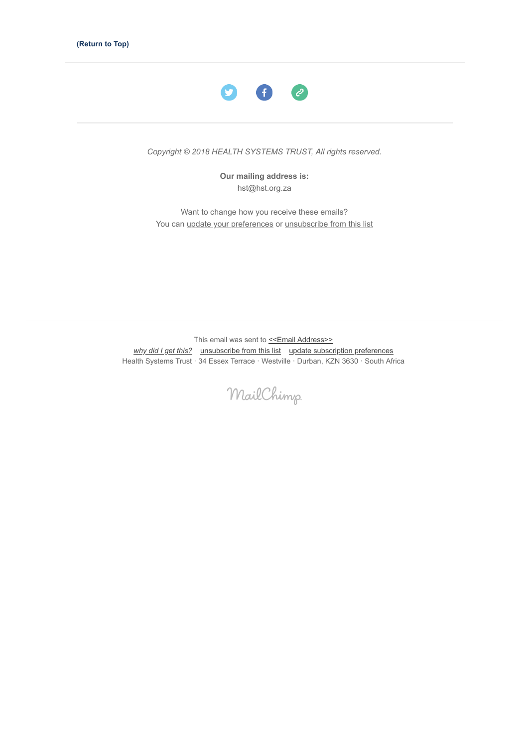**(Return to Top)**

---

*Copyright © 2018 HEALTH SYSTEMS TRUST, All rights reserved.*

**Our mailing address is:**
hst@hst.org.za

Want to change how you receive these emails?
You can update your preferences or unsubscribe from this list

---

This email was sent to <<Email Address>>
*why did I get this?* unsubscribe from this list update subscription preferences
Health Systems Trust · 34 Essex Terrace · Westville · Durban, KZN 3630 · South Africa

MailChimp